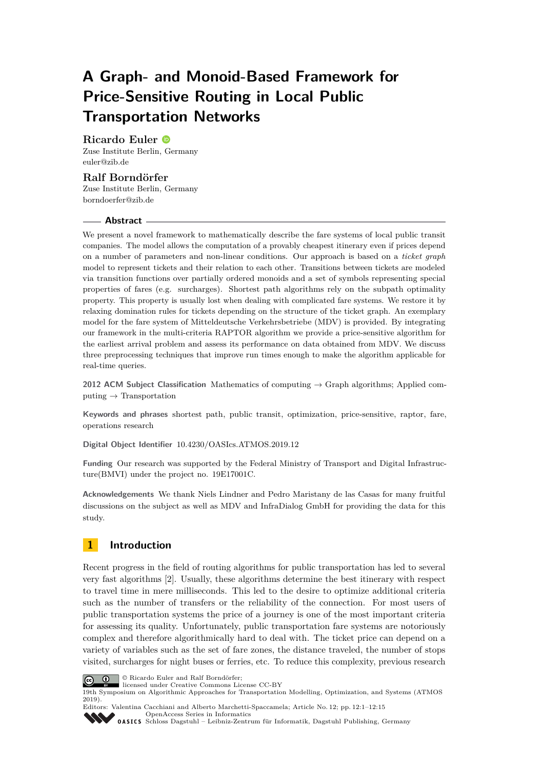# A Graph- and Monoid-Based Framework for Price-Sensitive Routing in Local Public Transportation Networks

**Ricardo Euler**
Zuse Institute Berlin, Germany
euler@zib.de

**Ralf Borndörfer**
Zuse Institute Berlin, Germany
borndoerfer@zib.de

## Abstract

We present a novel framework to mathematically describe the fare systems of local public transit companies. The model allows the computation of a provably cheapest itinerary even if prices depend on a number of parameters and non-linear conditions. Our approach is based on a *ticket graph* model to represent tickets and their relation to each other. Transitions between tickets are modeled via transition functions over partially ordered monoids and a set of symbols representing special properties of fares (e.g. surcharges). Shortest path algorithms rely on the subpath optimality property. This property is usually lost when dealing with complicated fare systems. We restore it by relaxing domination rules for tickets depending on the structure of the ticket graph. An exemplary model for the fare system of Mitteldeutsche Verkehrsbetriebe (MDV) is provided. By integrating our framework in the multi-criteria RAPTOR algorithm we provide a price-sensitive algorithm for the earliest arrival problem and assess its performance on data obtained from MDV. We discuss three preprocessing techniques that improve run times enough to make the algorithm applicable for real-time queries.

**2012 ACM Subject Classification** Mathematics of computing → Graph algorithms; Applied computing → Transportation

**Keywords and phrases** shortest path, public transit, optimization, price-sensitive, raptor, fare, operations research

**Digital Object Identifier** 10.4230/OASIcs.ATMOS.2019.12

**Funding** Our research was supported by the Federal Ministry of Transport and Digital Infrastructure(BMVI) under the project no. 19E17001C.

**Acknowledgements** We thank Niels Lindner and Pedro Maristany de las Casas for many fruitful discussions on the subject as well as MDV and InfraDialog GmbH for providing the data for this study.

## 1 Introduction

Recent progress in the field of routing algorithms for public transportation has led to several very fast algorithms [2]. Usually, these algorithms determine the best itinerary with respect to travel time in mere milliseconds. This led to the desire to optimize additional criteria such as the number of transfers or the reliability of the connection. For most users of public transportation systems the price of a journey is one of the most important criteria for assessing its quality. Unfortunately, public transportation fare systems are notoriously complex and therefore algorithmically hard to deal with. The ticket price can depend on a variety of variables such as the set of fare zones, the distance traveled, the number of stops visited, surcharges for night buses or ferries, etc. To reduce this complexity, previous research

© Ricardo Euler and Ralf Borndörfer;
licensed under Creative Commons License CC-BY
19th Symposium on Algorithmic Approaches for Transportation Modelling, Optimization, and Systems (ATMOS 2019).
Editors: Valentina Cacchiani and Alberto Marchetti-Spaccamela; Article No. 12; pp. 12:1–12:15
OpenAccess Series in Informatics
Schloss Dagstuhl – Leibniz-Zentrum für Informatik, Dagstuhl Publishing, Germany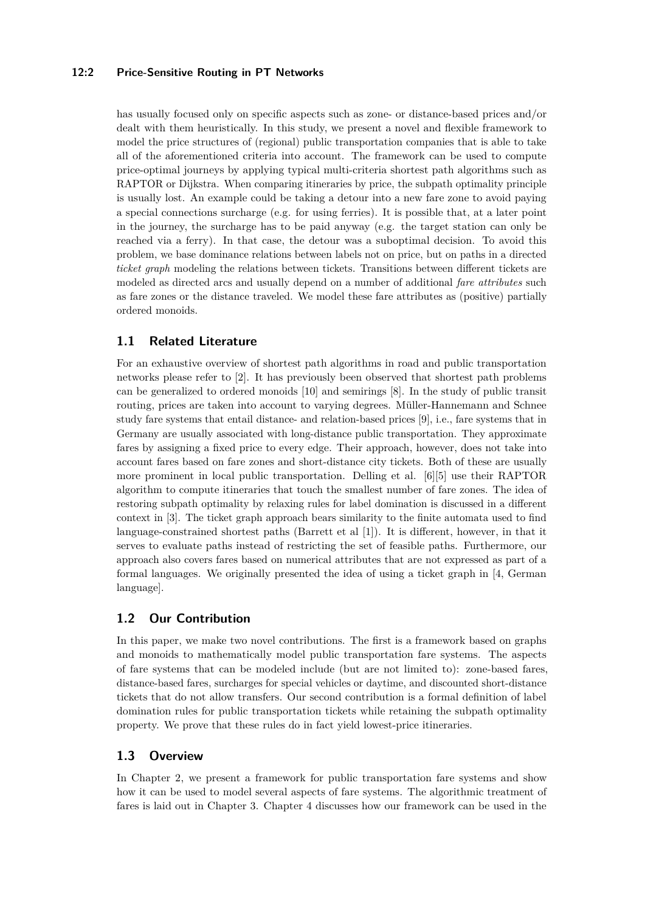has usually focused only on specific aspects such as zone- or distance-based prices and/or dealt with them heuristically. In this study, we present a novel and flexible framework to model the price structures of (regional) public transportation companies that is able to take all of the aforementioned criteria into account. The framework can be used to compute price-optimal journeys by applying typical multi-criteria shortest path algorithms such as RAPTOR or Dijkstra. When comparing itineraries by price, the subpath optimality principle is usually lost. An example could be taking a detour into a new fare zone to avoid paying a special connections surcharge (e.g. for using ferries). It is possible that, at a later point in the journey, the surcharge has to be paid anyway (e.g. the target station can only be reached via a ferry). In that case, the detour was a suboptimal decision. To avoid this problem, we base dominance relations between labels not on price, but on paths in a directed *ticket graph* modeling the relations between tickets. Transitions between different tickets are modeled as directed arcs and usually depend on a number of additional *fare attributes* such as fare zones or the distance traveled. We model these fare attributes as (positive) partially ordered monoids.

## 1.1 Related Literature

For an exhaustive overview of shortest path algorithms in road and public transportation networks please refer to [2]. It has previously been observed that shortest path problems can be generalized to ordered monoids [10] and semirings [8]. In the study of public transit routing, prices are taken into account to varying degrees. Müller-Hannemann and Schnee study fare systems that entail distance- and relation-based prices [9], i.e., fare systems that in Germany are usually associated with long-distance public transportation. They approximate fares by assigning a fixed price to every edge. Their approach, however, does not take into account fares based on fare zones and short-distance city tickets. Both of these are usually more prominent in local public transportation. Delling et al. [6][5] use their RAPTOR algorithm to compute itineraries that touch the smallest number of fare zones. The idea of restoring subpath optimality by relaxing rules for label domination is discussed in a different context in [3]. The ticket graph approach bears similarity to the finite automata used to find language-constrained shortest paths (Barrett et al [1]). It is different, however, in that it serves to evaluate paths instead of restricting the set of feasible paths. Furthermore, our approach also covers fares based on numerical attributes that are not expressed as part of a formal languages. We originally presented the idea of using a ticket graph in [4, German language].

## 1.2 Our Contribution

In this paper, we make two novel contributions. The first is a framework based on graphs and monoids to mathematically model public transportation fare systems. The aspects of fare systems that can be modeled include (but are not limited to): zone-based fares, distance-based fares, surcharges for special vehicles or daytime, and discounted short-distance tickets that do not allow transfers. Our second contribution is a formal definition of label domination rules for public transportation tickets while retaining the subpath optimality property. We prove that these rules do in fact yield lowest-price itineraries.

## 1.3 Overview

In Chapter 2, we present a framework for public transportation fare systems and show how it can be used to model several aspects of fare systems. The algorithmic treatment of fares is laid out in Chapter 3. Chapter 4 discusses how our framework can be used in the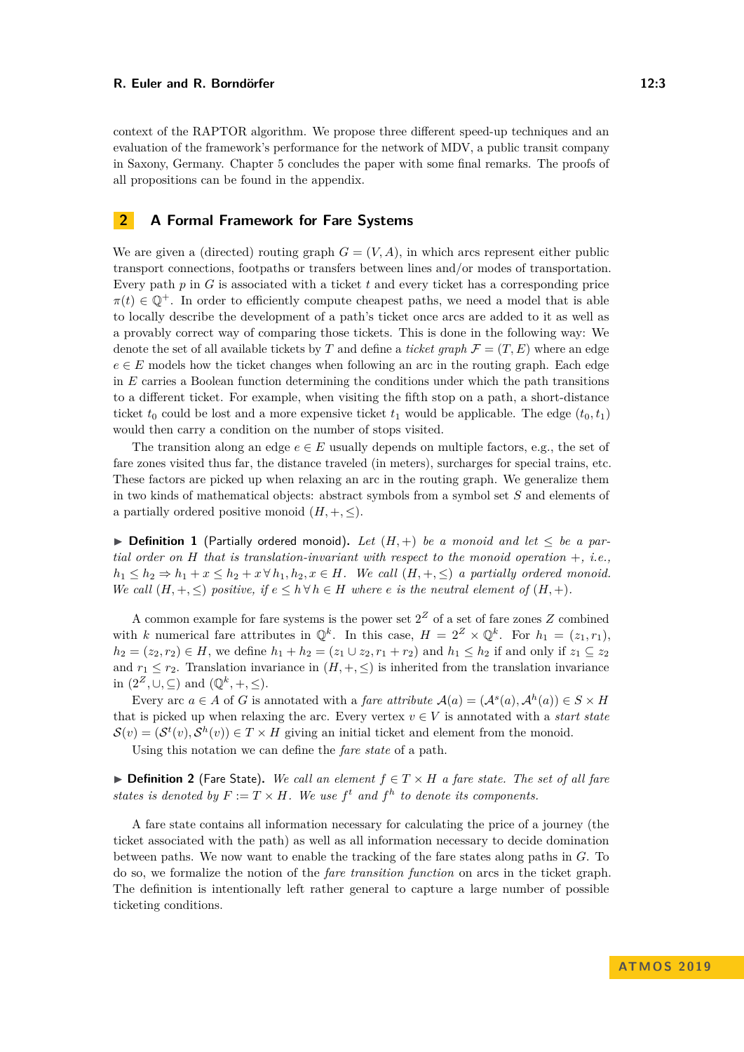context of the RAPTOR algorithm. We propose three different speed-up techniques and an evaluation of the framework's performance for the network of MDV, a public transit company in Saxony, Germany. Chapter 5 concludes the paper with some final remarks. The proofs of all propositions can be found in the appendix.

## 2 A Formal Framework for Fare Systems

We are given a (directed) routing graph $G = (V, A)$, in which arcs represent either public transport connections, footpaths or transfers between lines and/or modes of transportation. Every path $p$ in $G$ is associated with a ticket $t$ and every ticket has a corresponding price $\pi(t) \in \mathbb{Q}^+$. In order to efficiently compute cheapest paths, we need a model that is able to locally describe the development of a path's ticket once arcs are added to it as well as a provably correct way of comparing those tickets. This is done in the following way: We denote the set of all available tickets by $T$ and define a *ticket graph* $\mathcal{F} = (T, E)$ where an edge $e \in E$ models how the ticket changes when following an arc in the routing graph. Each edge in $E$ carries a Boolean function determining the conditions under which the path transitions to a different ticket. For example, when visiting the fifth stop on a path, a short-distance ticket $t_0$ could be lost and a more expensive ticket $t_1$ would be applicable. The edge $(t_0, t_1)$ would then carry a condition on the number of stops visited.

The transition along an edge $e \in E$ usually depends on multiple factors, e.g., the set of fare zones visited thus far, the distance traveled (in meters), surcharges for special trains, etc. These factors are picked up when relaxing an arc in the routing graph. We generalize them in two kinds of mathematical objects: abstract symbols from a symbol set $S$ and elements of a partially ordered positive monoid $(H, +, \leq)$.

▶ **Definition 1** (Partially ordered monoid). *Let $(H, +)$ be a monoid and let $\leq$ be a partial order on $H$ that is translation-invariant with respect to the monoid operation $+$, i.e., $h_1 \leq h_2 \Rightarrow h_1 + x \leq h_2 + x \; \forall \, h_1, h_2, x \in H$. We call $(H, +, \leq)$ a partially ordered monoid. We call $(H, +, \leq)$ positive, if $e \leq h \; \forall \, h \in H$ where $e$ is the neutral element of $(H, +)$.*

A common example for fare systems is the power set $2^Z$ of a set of fare zones $Z$ combined with $k$ numerical fare attributes in $\mathbb{Q}^k$. In this case, $H = 2^Z \times \mathbb{Q}^k$. For $h_1 = (z_1, r_1)$, $h_2 = (z_2, r_2) \in H$, we define $h_1 + h_2 = (z_1 \cup z_2, r_1 + r_2)$ and $h_1 \leq h_2$ if and only if $z_1 \subseteq z_2$ and $r_1 \leq r_2$. Translation invariance in $(H, +, \leq)$ is inherited from the translation invariance in $(2^Z, \cup, \subseteq)$ and $(\mathbb{Q}^k, +, \leq)$.

Every arc $a \in A$ of $G$ is annotated with a *fare attribute* $\mathcal{A}(a) = (\mathcal{A}^s(a), \mathcal{A}^h(a)) \in S \times H$ that is picked up when relaxing the arc. Every vertex $v \in V$ is annotated with a *start state* $\mathcal{S}(v) = (\mathcal{S}^t(v), \mathcal{S}^h(v)) \in T \times H$ giving an initial ticket and element from the monoid.

Using this notation we can define the *fare state* of a path.

▶ **Definition 2** (Fare State). *We call an element $f \in T \times H$ a fare state. The set of all fare states is denoted by $F := T \times H$. We use $f^t$ and $f^h$ to denote its components.*

A fare state contains all information necessary for calculating the price of a journey (the ticket associated with the path) as well as all information necessary to decide domination between paths. We now want to enable the tracking of the fare states along paths in $G$. To do so, we formalize the notion of the *fare transition function* on arcs in the ticket graph. The definition is intentionally left rather general to capture a large number of possible ticketing conditions.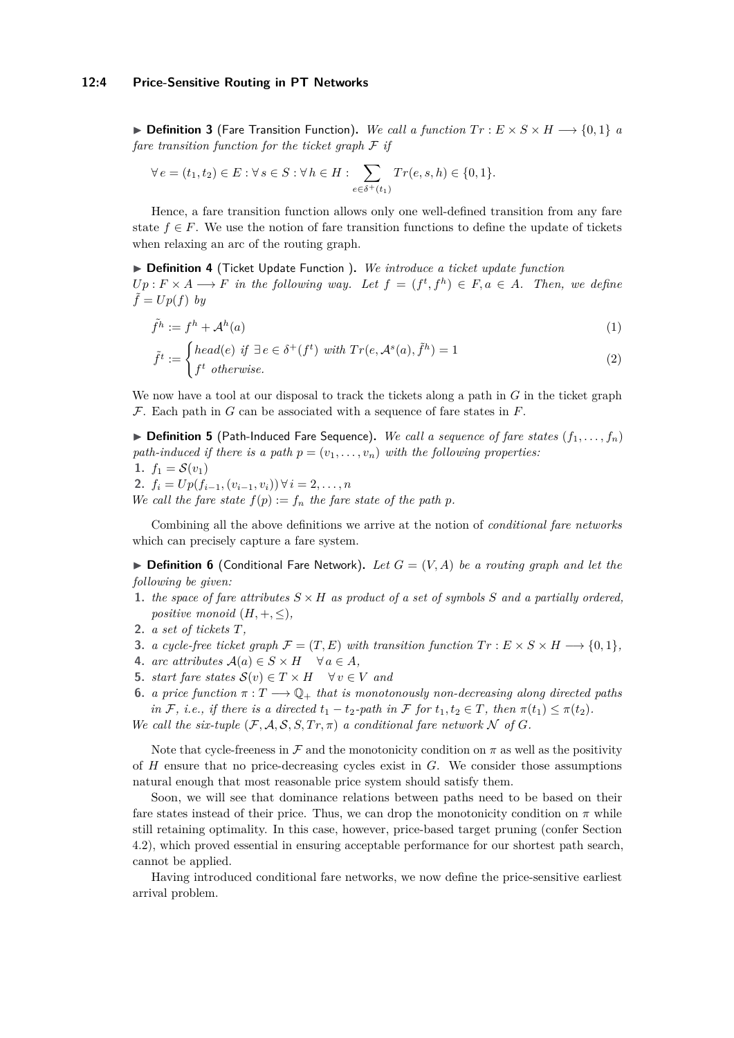▶ **Definition 3** (Fare Transition Function)**.** *We call a function $Tr : E \times S \times H \longrightarrow \{0,1\}$ a fare transition function for the ticket graph $\mathcal{F}$ if*

$$\forall\, e = (t_1, t_2) \in E : \forall\, s \in S : \forall\, h \in H : \sum_{e \in \delta^+(t_1)} Tr(e, s, h) \in \{0,1\}.$$

Hence, a fare transition function allows only one well-defined transition from any fare state $f \in F$. We use the notion of fare transition functions to define the update of tickets when relaxing an arc of the routing graph.

▶ **Definition 4** (Ticket Update Function )**.** *We introduce a ticket update function $Up : F \times A \longrightarrow F$ in the following way. Let $f = (f^t, f^h) \in F, a \in A$. Then, we define $\tilde{f} = Up(f)$ by*

$$\tilde{f^h} := f^h + \mathcal{A}^h(a) \tag{1}$$

$$\tilde{f}^t := \begin{cases} head(e) \text{ if } \exists\, e \in \delta^+(f^t) \text{ with } Tr(e, \mathcal{A}^s(a), \tilde{f}^h) = 1 \\ f^t \text{ otherwise.} \end{cases} \tag{2}$$

We now have a tool at our disposal to track the tickets along a path in $G$ in the ticket graph $\mathcal{F}$. Each path in $G$ can be associated with a sequence of fare states in $F$.

▶ **Definition 5** (Path-Induced Fare Sequence)**.** *We call a sequence of fare states $(f_1, \ldots, f_n)$ path-induced if there is a path $p = (v_1, \ldots, v_n)$ with the following properties:*

1. *$f_1 = \mathcal{S}(v_1)$*
2. *$f_i = Up(f_{i-1}, (v_{i-1}, v_i))\, \forall\, i = 2, \ldots, n$*

*We call the fare state $f(p) := f_n$ the fare state of the path $p$.*

Combining all the above definitions we arrive at the notion of *conditional fare networks* which can precisely capture a fare system.

▶ **Definition 6** (Conditional Fare Network)**.** *Let $G = (V, A)$ be a routing graph and let the following be given:*

1. *the space of fare attributes $S \times H$ as product of a set of symbols $S$ and a partially ordered, positive monoid $(H, +, \leq)$,*
2. *a set of tickets $T$,*
3. *a cycle-free ticket graph $\mathcal{F} = (T, E)$ with transition function $Tr : E \times S \times H \longrightarrow \{0,1\}$,*
4. *arc attributes $\mathcal{A}(a) \in S \times H \quad \forall\, a \in A$,*
5. *start fare states $\mathcal{S}(v) \in T \times H \quad \forall\, v \in V$ and*
6. *a price function $\pi : T \longrightarrow \mathbb{Q}_+$ that is monotonously non-decreasing along directed paths in $\mathcal{F}$, i.e., if there is a directed $t_1 - t_2$-path in $\mathcal{F}$ for $t_1, t_2 \in T$, then $\pi(t_1) \leq \pi(t_2)$.*

*We call the six-tuple $(\mathcal{F}, \mathcal{A}, \mathcal{S}, S, Tr, \pi)$ a conditional fare network $\mathcal{N}$ of $G$.*

Note that cycle-freeness in $\mathcal{F}$ and the monotonicity condition on $\pi$ as well as the positivity of $H$ ensure that no price-decreasing cycles exist in $G$. We consider those assumptions natural enough that most reasonable price system should satisfy them.

Soon, we will see that dominance relations between paths need to be based on their fare states instead of their price. Thus, we can drop the monotonicity condition on $\pi$ while still retaining optimality. In this case, however, price-based target pruning (confer Section 4.2), which proved essential in ensuring acceptable performance for our shortest path search, cannot be applied.

Having introduced conditional fare networks, we now define the price-sensitive earliest arrival problem.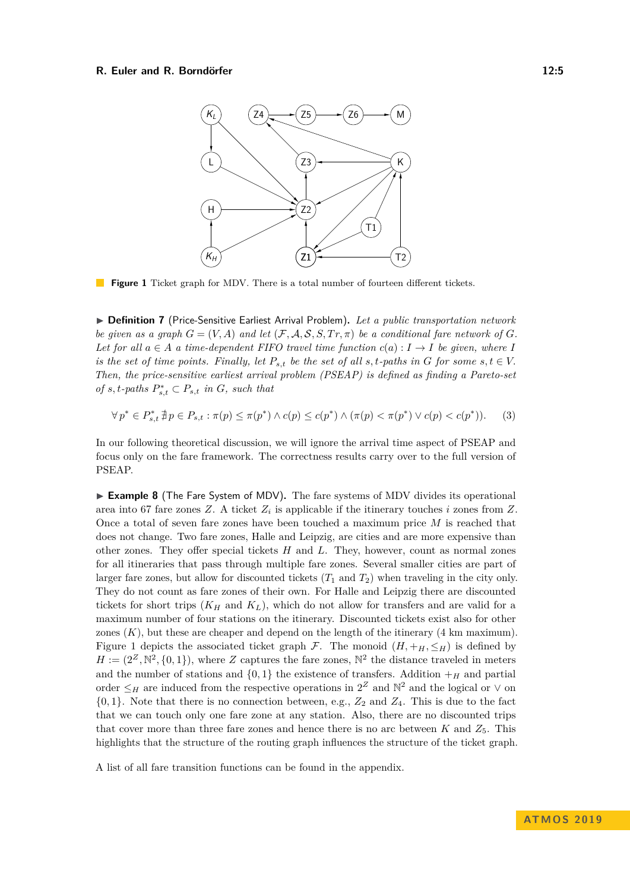**Figure 1** Ticket graph for MDV. There is a total number of fourteen different tickets.

▶ **Definition 7** (Price-Sensitive Earliest Arrival Problem). *Let a public transportation network be given as a graph $G = (V, A)$ and let $(\mathcal{F}, \mathcal{A}, \mathcal{S}, S, Tr, \pi)$ be a conditional fare network of $G$. Let for all $a \in A$ a time-dependent FIFO travel time function $c(a) : I \to I$ be given, where $I$ is the set of time points. Finally, let $P_{s,t}$ be the set of all $s,t$-paths in $G$ for some $s, t \in V$. Then, the price-sensitive earliest arrival problem (PSEAP) is defined as finding a Pareto-set of $s,t$-paths $P^*_{s,t} \subset P_{s,t}$ in $G$, such that*

$$\forall\, p^* \in P^*_{s,t}\; \nexists\, p \in P_{s,t} : \pi(p) \leq \pi(p^*) \wedge c(p) \leq c(p^*) \wedge (\pi(p) < \pi(p^*) \vee c(p) < c(p^*)). \tag{3}$$

In our following theoretical discussion, we will ignore the arrival time aspect of PSEAP and focus only on the fare framework. The correctness results carry over to the full version of PSEAP.

▶ **Example 8** (The Fare System of MDV). The fare systems of MDV divides its operational area into 67 fare zones $Z$. A ticket $Z_i$ is applicable if the itinerary touches $i$ zones from $Z$. Once a total of seven fare zones have been touched a maximum price $M$ is reached that does not change. Two fare zones, Halle and Leipzig, are cities and are more expensive than other zones. They offer special tickets $H$ and $L$. They, however, count as normal zones for all itineraries that pass through multiple fare zones. Several smaller cities are part of larger fare zones, but allow for discounted tickets ($T_1$ and $T_2$) when traveling in the city only. They do not count as fare zones of their own. For Halle and Leipzig there are discounted tickets for short trips ($K_H$ and $K_L$), which do not allow for transfers and are valid for a maximum number of four stations on the itinerary. Discounted tickets exist also for other zones ($K$), but these are cheaper and depend on the length of the itinerary (4 km maximum). Figure 1 depicts the associated ticket graph $\mathcal{F}$. The monoid $(H, +_H, \leq_H)$ is defined by $H := (2^Z, \mathbb{N}^2, \{0, 1\})$, where $Z$ captures the fare zones, $\mathbb{N}^2$ the distance traveled in meters and the number of stations and $\{0, 1\}$ the existence of transfers. Addition $+_H$ and partial order $\leq_H$ are induced from the respective operations in $2^Z$ and $\mathbb{N}^2$ and the logical or $\vee$ on $\{0, 1\}$. Note that there is no connection between, e.g., $Z_2$ and $Z_4$. This is due to the fact that we can touch only one fare zone at any station. Also, there are no discounted trips that cover more than three fare zones and hence there is no arc between $K$ and $Z_5$. This highlights that the structure of the routing graph influences the structure of the ticket graph.

A list of all fare transition functions can be found in the appendix.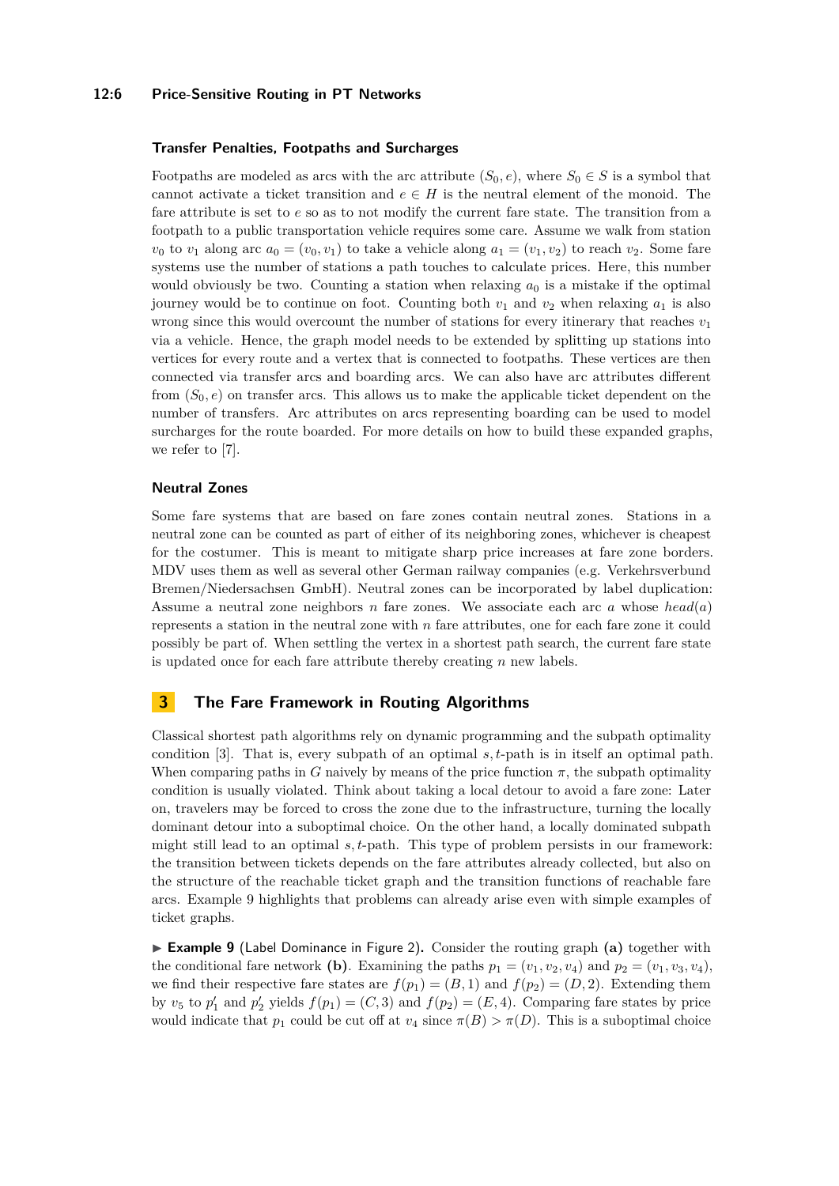### Transfer Penalties, Footpaths and Surcharges

Footpaths are modeled as arcs with the arc attribute $(S_0, e)$, where $S_0 \in S$ is a symbol that cannot activate a ticket transition and $e \in H$ is the neutral element of the monoid. The fare attribute is set to $e$ so as to not modify the current fare state. The transition from a footpath to a public transportation vehicle requires some care. Assume we walk from station $v_0$ to $v_1$ along arc $a_0 = (v_0, v_1)$ to take a vehicle along $a_1 = (v_1, v_2)$ to reach $v_2$. Some fare systems use the number of stations a path touches to calculate prices. Here, this number would obviously be two. Counting a station when relaxing $a_0$ is a mistake if the optimal journey would be to continue on foot. Counting both $v_1$ and $v_2$ when relaxing $a_1$ is also wrong since this would overcount the number of stations for every itinerary that reaches $v_1$ via a vehicle. Hence, the graph model needs to be extended by splitting up stations into vertices for every route and a vertex that is connected to footpaths. These vertices are then connected via transfer arcs and boarding arcs. We can also have arc attributes different from $(S_0, e)$ on transfer arcs. This allows us to make the applicable ticket dependent on the number of transfers. Arc attributes on arcs representing boarding can be used to model surcharges for the route boarded. For more details on how to build these expanded graphs, we refer to [7].

### Neutral Zones

Some fare systems that are based on fare zones contain neutral zones. Stations in a neutral zone can be counted as part of either of its neighboring zones, whichever is cheapest for the costumer. This is meant to mitigate sharp price increases at fare zone borders. MDV uses them as well as several other German railway companies (e.g. Verkehrsverbund Bremen/Niedersachsen GmbH). Neutral zones can be incorporated by label duplication: Assume a neutral zone neighbors $n$ fare zones. We associate each arc $a$ whose $head(a)$ represents a station in the neutral zone with $n$ fare attributes, one for each fare zone it could possibly be part of. When settling the vertex in a shortest path search, the current fare state is updated once for each fare attribute thereby creating $n$ new labels.

## 3 The Fare Framework in Routing Algorithms

Classical shortest path algorithms rely on dynamic programming and the subpath optimality condition [3]. That is, every subpath of an optimal $s,t$-path is in itself an optimal path. When comparing paths in $G$ naively by means of the price function $\pi$, the subpath optimality condition is usually violated. Think about taking a local detour to avoid a fare zone: Later on, travelers may be forced to cross the zone due to the infrastructure, turning the locally dominant detour into a suboptimal choice. On the other hand, a locally dominated subpath might still lead to an optimal $s,t$-path. This type of problem persists in our framework: the transition between tickets depends on the fare attributes already collected, but also on the structure of the reachable ticket graph and the transition functions of reachable fare arcs. Example 9 highlights that problems can already arise even with simple examples of ticket graphs.

▶ **Example 9** (Label Dominance in Figure 2). Consider the routing graph **(a)** together with the conditional fare network **(b)**. Examining the paths $p_1 = (v_1, v_2, v_4)$ and $p_2 = (v_1, v_3, v_4)$, we find their respective fare states are $f(p_1) = (B, 1)$ and $f(p_2) = (D, 2)$. Extending them by $v_5$ to $p_1'$ and $p_2'$ yields $f(p_1) = (C, 3)$ and $f(p_2) = (E, 4)$. Comparing fare states by price would indicate that $p_1$ could be cut off at $v_4$ since $\pi(B) > \pi(D)$. This is a suboptimal choice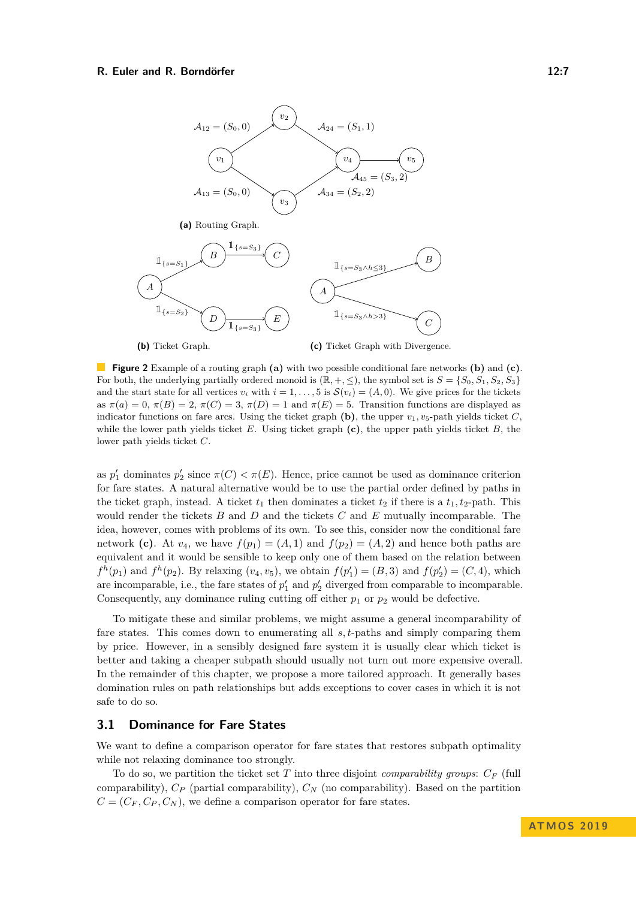**Figure 2** Example of a routing graph **(a)** with two possible conditional fare networks **(b)** and **(c)**. For both, the underlying partially ordered monoid is $(\mathbb{R}, +, \leq)$, the symbol set is $S = \{S_0, S_1, S_2, S_3\}$ and the start state for all vertices $v_i$ with $i = 1, \ldots, 5$ is $\mathcal{S}(v_i) = (A, 0)$. We give prices for the tickets as $\pi(a) = 0$, $\pi(B) = 2$, $\pi(C) = 3$, $\pi(D) = 1$ and $\pi(E) = 5$. Transition functions are displayed as indicator functions on fare arcs. Using the ticket graph **(b)**, the upper $v_1, v_5$-path yields ticket $C$, while the lower path yields ticket $E$. Using ticket graph **(c)**, the upper path yields ticket $B$, the lower path yields ticket $C$.

as $p'_1$ dominates $p'_2$ since $\pi(C) < \pi(E)$. Hence, price cannot be used as dominance criterion for fare states. A natural alternative would be to use the partial order defined by paths in the ticket graph, instead. A ticket $t_1$ then dominates a ticket $t_2$ if there is a $t_1, t_2$-path. This would render the tickets $B$ and $D$ and the tickets $C$ and $E$ mutually incomparable. The idea, however, comes with problems of its own. To see this, consider now the conditional fare network **(c)**. At $v_4$, we have $f(p_1) = (A, 1)$ and $f(p_2) = (A, 2)$ and hence both paths are equivalent and it would be sensible to keep only one of them based on the relation between $f^h(p_1)$ and $f^h(p_2)$. By relaxing $(v_4, v_5)$, we obtain $f(p'_1) = (B, 3)$ and $f(p'_2) = (C, 4)$, which are incomparable, i.e., the fare states of $p'_1$ and $p'_2$ diverged from comparable to incomparable. Consequently, any dominance ruling cutting off either $p_1$ or $p_2$ would be defective.

To mitigate these and similar problems, we might assume a general incomparability of fare states. This comes down to enumerating all $s, t$-paths and simply comparing them by price. However, in a sensibly designed fare system it is usually clear which ticket is better and taking a cheaper subpath should usually not turn out more expensive overall. In the remainder of this chapter, we propose a more tailored approach. It generally bases domination rules on path relationships but adds exceptions to cover cases in which it is not safe to do so.

## 3.1 Dominance for Fare States

We want to define a comparison operator for fare states that restores subpath optimality while not relaxing dominance too strongly.

To do so, we partition the ticket set $T$ into three disjoint *comparability groups*: $C_F$ (full comparability), $C_P$ (partial comparability), $C_N$ (no comparability). Based on the partition $C = (C_F, C_P, C_N)$, we define a comparison operator for fare states.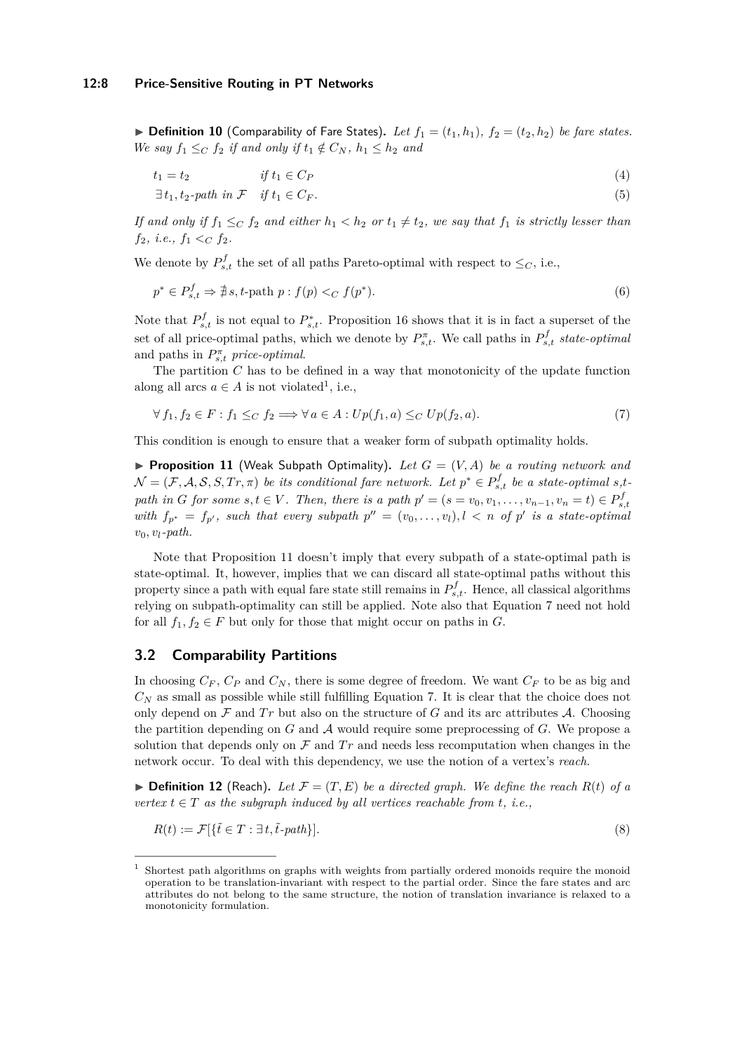▶ **Definition 10** (Comparability of Fare States). *Let $f_1 = (t_1, h_1)$, $f_2 = (t_2, h_2)$ be fare states. We say $f_1 \leq_C f_2$ if and only if $t_1 \notin C_N$, $h_1 \leq h_2$ and*

$$t_1 = t_2 \qquad \text{if } t_1 \in C_P \tag{4}$$

$$\exists\, t_1, t_2\text{-path in } \mathcal{F} \quad \text{if } t_1 \in C_F. \tag{5}$$

*If and only if $f_1 \leq_C f_2$ and either $h_1 < h_2$ or $t_1 \neq t_2$, we say that $f_1$ is strictly lesser than $f_2$, i.e., $f_1 <_C f_2$.*

We denote by $P^f_{s,t}$ the set of all paths Pareto-optimal with respect to $\leq_C$, i.e.,

$$p^* \in P^f_{s,t} \Rightarrow \nexists\, s,t\text{-path } p : f(p) <_C f(p^*). \tag{6}$$

Note that $P^f_{s,t}$ is not equal to $P^*_{s,t}$. Proposition 16 shows that it is in fact a superset of the set of all price-optimal paths, which we denote by $P^\pi_{s,t}$. We call paths in $P^f_{s,t}$ *state-optimal* and paths in $P^\pi_{s,t}$ *price-optimal*.

The partition $C$ has to be defined in a way that monotonicity of the update function along all arcs $a \in A$ is not violated[1], i.e.,

$$\forall\, f_1, f_2 \in F : f_1 \leq_C f_2 \Longrightarrow \forall\, a \in A : Up(f_1, a) \leq_C Up(f_2, a). \tag{7}$$

This condition is enough to ensure that a weaker form of subpath optimality holds.

▶ **Proposition 11** (Weak Subpath Optimality). *Let $G = (V, A)$ be a routing network and $\mathcal{N} = (\mathcal{F}, \mathcal{A}, \mathcal{S}, S, Tr, \pi)$ be its conditional fare network. Let $p^* \in P^f_{s,t}$ be a state-optimal $s,t$-path in $G$ for some $s, t \in V$. Then, there is a path $p' = (s = v_0, v_1, \ldots, v_{n-1}, v_n = t) \in P^f_{s,t}$ with $f_{p^*} = f_{p'}$, such that every subpath $p'' = (v_0, \ldots, v_l), l < n$ of $p'$ is a state-optimal $v_0, v_l$-path.*

Note that Proposition 11 doesn't imply that every subpath of a state-optimal path is state-optimal. It, however, implies that we can discard all state-optimal paths without this property since a path with equal fare state still remains in $P^f_{s,t}$. Hence, all classical algorithms relying on subpath-optimality can still be applied. Note also that Equation 7 need not hold for all $f_1, f_2 \in F$ but only for those that might occur on paths in $G$.

## 3.2 Comparability Partitions

In choosing $C_F$, $C_P$ and $C_N$, there is some degree of freedom. We want $C_F$ to be as big and $C_N$ as small as possible while still fulfilling Equation 7. It is clear that the choice does not only depend on $\mathcal{F}$ and $Tr$ but also on the structure of $G$ and its arc attributes $\mathcal{A}$. Choosing the partition depending on $G$ and $\mathcal{A}$ would require some preprocessing of $G$. We propose a solution that depends only on $\mathcal{F}$ and $Tr$ and needs less recomputation when changes in the network occur. To deal with this dependency, we use the notion of a vertex's *reach*.

▶ **Definition 12** (Reach). *Let $\mathcal{F} = (T, E)$ be a directed graph. We define the reach $R(t)$ of a vertex $t \in T$ as the subgraph induced by all vertices reachable from $t$, i.e.,*

$$R(t) := \mathcal{F}[\{\tilde{t} \in T : \exists\, t, \tilde{t}\text{-path}\}]. \tag{8}$$

---

[1] Shortest path algorithms on graphs with weights from partially ordered monoids require the monoid operation to be translation-invariant with respect to the partial order. Since the fare states and arc attributes do not belong to the same structure, the notion of translation invariance is relaxed to a monotonicity formulation.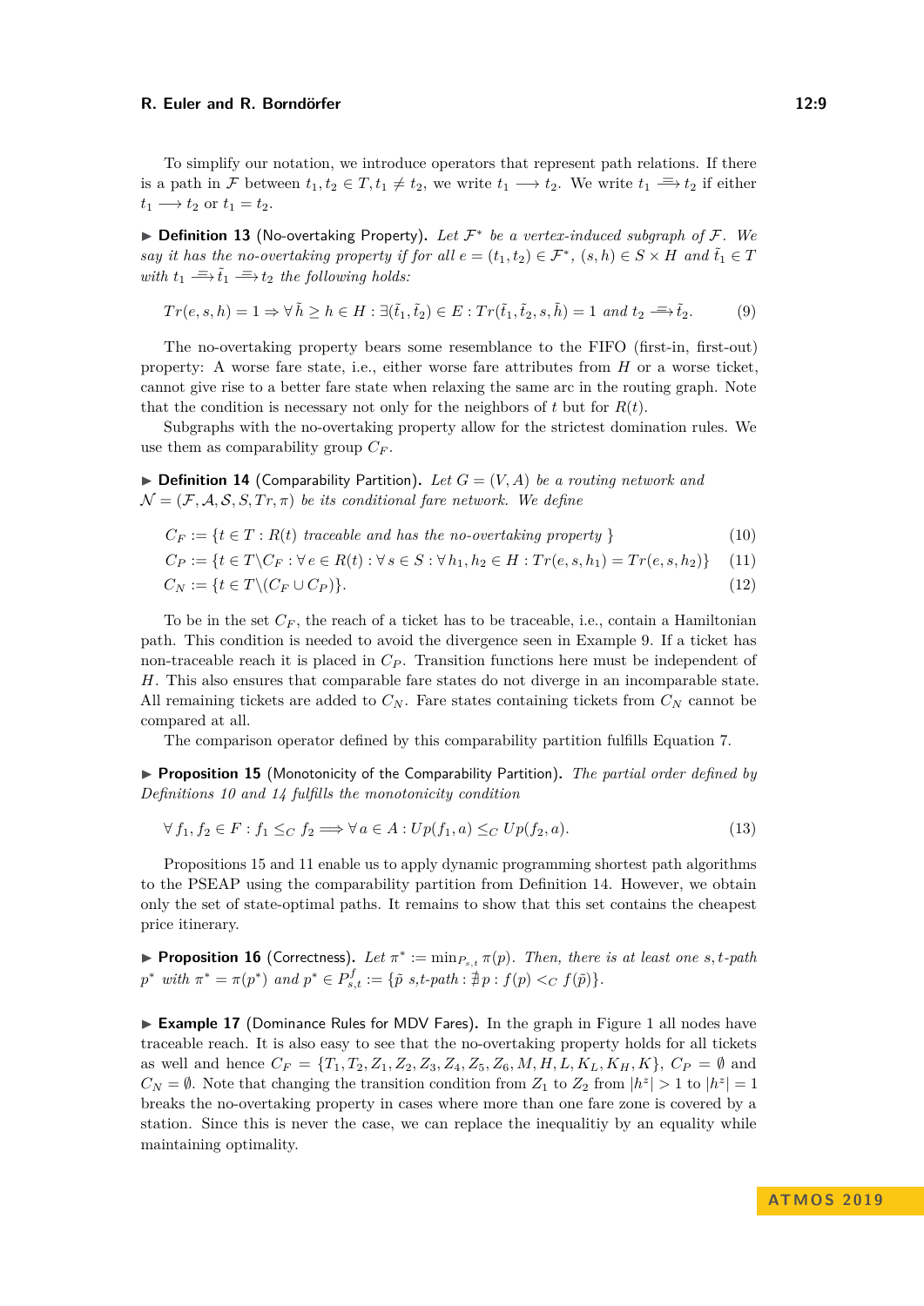To simplify our notation, we introduce operators that represent path relations. If there is a path in $\mathcal{F}$ between $t_1, t_2 \in T, t_1 \neq t_2$, we write $t_1 \longrightarrow t_2$. We write $t_1 \stackrel{=}{\longrightarrow} t_2$ if either $t_1 \longrightarrow t_2$ or $t_1 = t_2$.

▶ **Definition 13** (No-overtaking Property). *Let $\mathcal{F}^*$ be a vertex-induced subgraph of $\mathcal{F}$. We say it has the no-overtaking property if for all $e = (t_1, t_2) \in \mathcal{F}^*$, $(s, h) \in S \times H$ and $\tilde{t}_1 \in T$ with $t_1 \stackrel{=}{\longrightarrow} \tilde{t}_1 \stackrel{=}{\longrightarrow} t_2$ the following holds:*

$$Tr(e, s, h) = 1 \Rightarrow \forall \tilde{h} \geq h \in H : \exists (\tilde{t}_1, \tilde{t}_2) \in E : Tr(\tilde{t}_1, \tilde{t}_2, s, \tilde{h}) = 1 \text{ and } t_2 \stackrel{=}{\longrightarrow} \tilde{t}_2. \tag{9}$$

The no-overtaking property bears some resemblance to the FIFO (first-in, first-out) property: A worse fare state, i.e., either worse fare attributes from $H$ or a worse ticket, cannot give rise to a better fare state when relaxing the same arc in the routing graph. Note that the condition is necessary not only for the neighbors of $t$ but for $R(t)$.

Subgraphs with the no-overtaking property allow for the strictest domination rules. We use them as comparability group $C_F$.

▶ **Definition 14** (Comparability Partition). *Let $G = (V, A)$ be a routing network and $\mathcal{N} = (\mathcal{F}, \mathcal{A}, \mathcal{S}, S, Tr, \pi)$ be its conditional fare network. We define*

$$C_F := \{t \in T : R(t) \text{ traceable and has the no-overtaking property }\} \tag{10}$$

$$C_P := \{t \in T \backslash C_F : \forall e \in R(t) : \forall s \in S : \forall h_1, h_2 \in H : Tr(e, s, h_1) = Tr(e, s, h_2)\} \tag{11}$$

$$C_N := \{t \in T \backslash (C_F \cup C_P)\}. \tag{12}$$

To be in the set $C_F$, the reach of a ticket has to be traceable, i.e., contain a Hamiltonian path. This condition is needed to avoid the divergence seen in Example 9. If a ticket has non-traceable reach it is placed in $C_P$. Transition functions here must be independent of $H$. This also ensures that comparable fare states do not diverge in an incomparable state. All remaining tickets are added to $C_N$. Fare states containing tickets from $C_N$ cannot be compared at all.

The comparison operator defined by this comparability partition fulfills Equation 7.

▶ **Proposition 15** (Monotonicity of the Comparability Partition). *The partial order defined by Definitions 10 and 14 fulfills the monotonicity condition*

$$\forall f_1, f_2 \in F : f_1 \leq_C f_2 \Longrightarrow \forall a \in A : Up(f_1, a) \leq_C Up(f_2, a). \tag{13}$$

Propositions 15 and 11 enable us to apply dynamic programming shortest path algorithms to the PSEAP using the comparability partition from Definition 14. However, we obtain only the set of state-optimal paths. It remains to show that this set contains the cheapest price itinerary.

▶ **Proposition 16** (Correctness). *Let $\pi^* := \min_{P_{s,t}} \pi(p)$. Then, there is at least one $s,t$-path $p^*$ with $\pi^* = \pi(p^*)$ and $p^* \in P^f_{s,t} := \{\tilde{p}\ s,t\text{-path} : \nexists p : f(p) <_C f(\tilde{p})\}$.*

▶ **Example 17** (Dominance Rules for MDV Fares). In the graph in Figure 1 all nodes have traceable reach. It is also easy to see that the no-overtaking property holds for all tickets as well and hence $C_F = \{T_1, T_2, Z_1, Z_2, Z_3, Z_4, Z_5, Z_6, M, H, L, K_L, K_H, K\}$, $C_P = \emptyset$ and $C_N = \emptyset$. Note that changing the transition condition from $Z_1$ to $Z_2$ from $|h^z| > 1$ to $|h^z| = 1$ breaks the no-overtaking property in cases where more than one fare zone is covered by a station. Since this is never the case, we can replace the inequalitiy by an equality while maintaining optimality.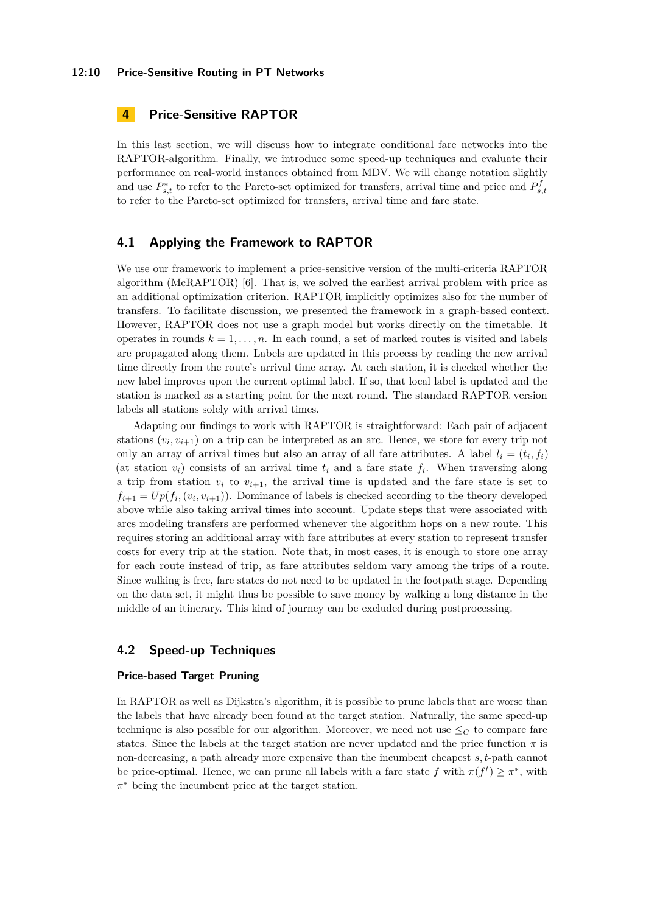# 4 Price-Sensitive RAPTOR

In this last section, we will discuss how to integrate conditional fare networks into the RAPTOR-algorithm. Finally, we introduce some speed-up techniques and evaluate their performance on real-world instances obtained from MDV. We will change notation slightly and use $P^*_{s,t}$ to refer to the Pareto-set optimized for transfers, arrival time and price and $P^f_{s,t}$ to refer to the Pareto-set optimized for transfers, arrival time and fare state.

## 4.1 Applying the Framework to RAPTOR

We use our framework to implement a price-sensitive version of the multi-criteria RAPTOR algorithm (McRAPTOR) [6]. That is, we solved the earliest arrival problem with price as an additional optimization criterion. RAPTOR implicitly optimizes also for the number of transfers. To facilitate discussion, we presented the framework in a graph-based context. However, RAPTOR does not use a graph model but works directly on the timetable. It operates in rounds $k = 1, \dots, n$. In each round, a set of marked routes is visited and labels are propagated along them. Labels are updated in this process by reading the new arrival time directly from the route's arrival time array. At each station, it is checked whether the new label improves upon the current optimal label. If so, that local label is updated and the station is marked as a starting point for the next round. The standard RAPTOR version labels all stations solely with arrival times.

Adapting our findings to work with RAPTOR is straightforward: Each pair of adjacent stations $(v_i, v_{i+1})$ on a trip can be interpreted as an arc. Hence, we store for every trip not only an array of arrival times but also an array of all fare attributes. A label $l_i = (t_i, f_i)$ (at station $v_i$) consists of an arrival time $t_i$ and a fare state $f_i$. When traversing along a trip from station $v_i$ to $v_{i+1}$, the arrival time is updated and the fare state is set to $f_{i+1} = Up(f_i, (v_i, v_{i+1}))$. Dominance of labels is checked according to the theory developed above while also taking arrival times into account. Update steps that were associated with arcs modeling transfers are performed whenever the algorithm hops on a new route. This requires storing an additional array with fare attributes at every station to represent transfer costs for every trip at the station. Note that, in most cases, it is enough to store one array for each route instead of trip, as fare attributes seldom vary among the trips of a route. Since walking is free, fare states do not need to be updated in the footpath stage. Depending on the data set, it might thus be possible to save money by walking a long distance in the middle of an itinerary. This kind of journey can be excluded during postprocessing.

## 4.2 Speed-up Techniques

### Price-based Target Pruning

In RAPTOR as well as Dijkstra's algorithm, it is possible to prune labels that are worse than the labels that have already been found at the target station. Naturally, the same speed-up technique is also possible for our algorithm. Moreover, we need not use $\leq_C$ to compare fare states. Since the labels at the target station are never updated and the price function $\pi$ is non-decreasing, a path already more expensive than the incumbent cheapest $s,t$-path cannot be price-optimal. Hence, we can prune all labels with a fare state $f$ with $\pi(f^t) \geq \pi^*$, with $\pi^*$ being the incumbent price at the target station.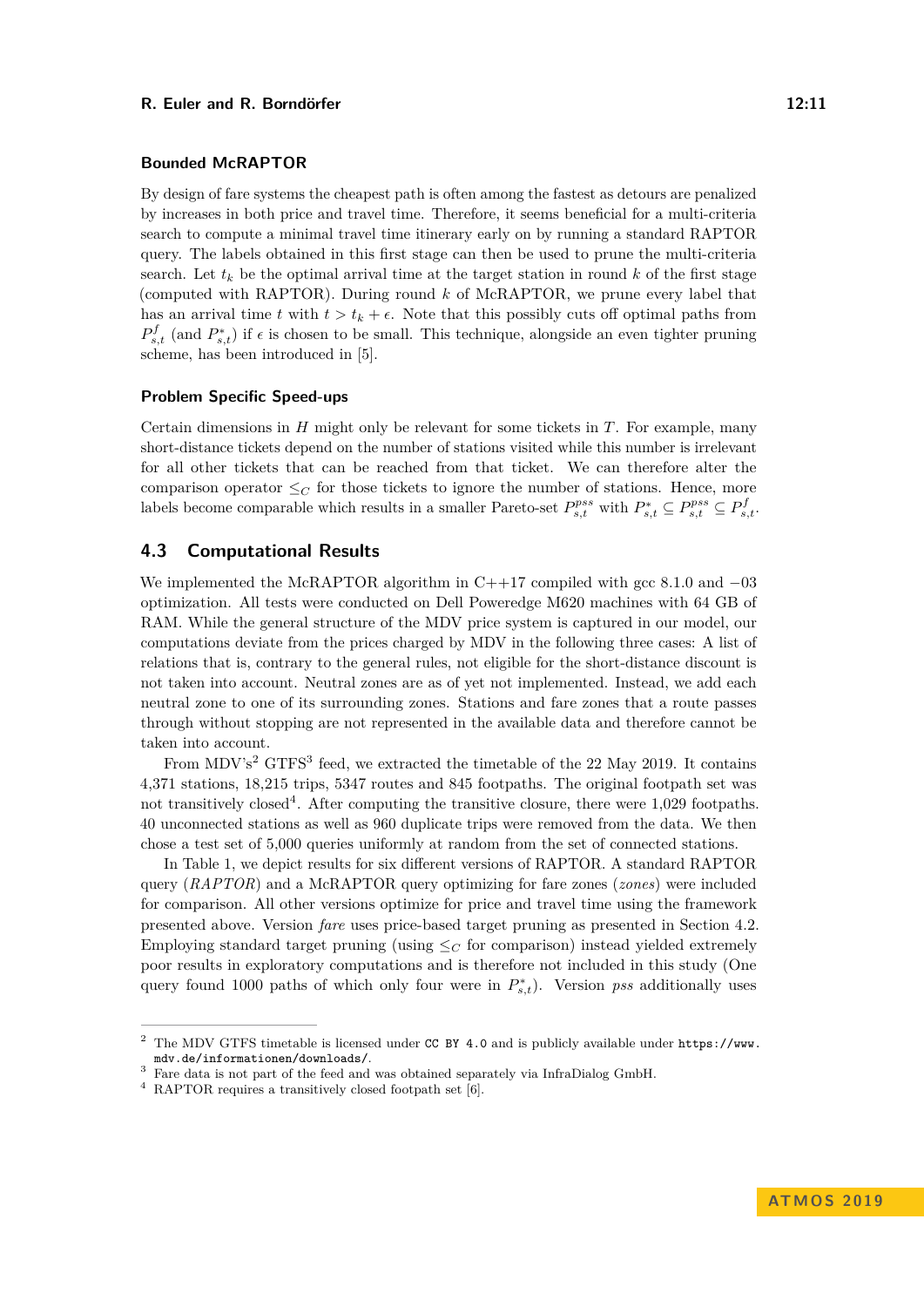### Bounded McRAPTOR

By design of fare systems the cheapest path is often among the fastest as detours are penalized by increases in both price and travel time. Therefore, it seems beneficial for a multi-criteria search to compute a minimal travel time itinerary early on by running a standard RAPTOR query. The labels obtained in this first stage can then be used to prune the multi-criteria search. Let $t_k$ be the optimal arrival time at the target station in round $k$ of the first stage (computed with RAPTOR). During round $k$ of McRAPTOR, we prune every label that has an arrival time $t$ with $t > t_k + \epsilon$. Note that this possibly cuts off optimal paths from $P^f_{s,t}$ (and $P^*_{s,t}$) if $\epsilon$ is chosen to be small. This technique, alongside an even tighter pruning scheme, has been introduced in [5].

### Problem Specific Speed-ups

Certain dimensions in $H$ might only be relevant for some tickets in $T$. For example, many short-distance tickets depend on the number of stations visited while this number is irrelevant for all other tickets that can be reached from that ticket. We can therefore alter the comparison operator $\leq_C$ for those tickets to ignore the number of stations. Hence, more labels become comparable which results in a smaller Pareto-set $P^{pss}_{s,t}$ with $P^*_{s,t} \subseteq P^{pss}_{s,t} \subseteq P^f_{s,t}$.

## 4.3 Computational Results

We implemented the McRAPTOR algorithm in C++17 compiled with gcc 8.1.0 and −03 optimization. All tests were conducted on Dell Poweredge M620 machines with 64 GB of RAM. While the general structure of the MDV price system is captured in our model, our computations deviate from the prices charged by MDV in the following three cases: A list of relations that is, contrary to the general rules, not eligible for the short-distance discount is not taken into account. Neutral zones are as of yet not implemented. Instead, we add each neutral zone to one of its surrounding zones. Stations and fare zones that a route passes through without stopping are not represented in the available data and therefore cannot be taken into account.

From MDV's[2] GTFS[3] feed, we extracted the timetable of the 22 May 2019. It contains 4,371 stations, 18,215 trips, 5347 routes and 845 footpaths. The original footpath set was not transitively closed[4]. After computing the transitive closure, there were 1,029 footpaths. 40 unconnected stations as well as 960 duplicate trips were removed from the data. We then chose a test set of 5,000 queries uniformly at random from the set of connected stations.

In Table 1, we depict results for six different versions of RAPTOR. A standard RAPTOR query (*RAPTOR*) and a McRAPTOR query optimizing for fare zones (*zones*) were included for comparison. All other versions optimize for price and travel time using the framework presented above. Version *fare* uses price-based target pruning as presented in Section 4.2. Employing standard target pruning (using $\leq_C$ for comparison) instead yielded extremely poor results in exploratory computations and is therefore not included in this study (One query found 1000 paths of which only four were in $P^*_{s,t}$). Version *pss* additionally uses

---

[2] The MDV GTFS timetable is licensed under `CC BY 4.0` and is publicly available under `https://www.mdv.de/informationen/downloads/`.

[3] Fare data is not part of the feed and was obtained separately via InfraDialog GmbH.

[4] RAPTOR requires a transitively closed footpath set [6].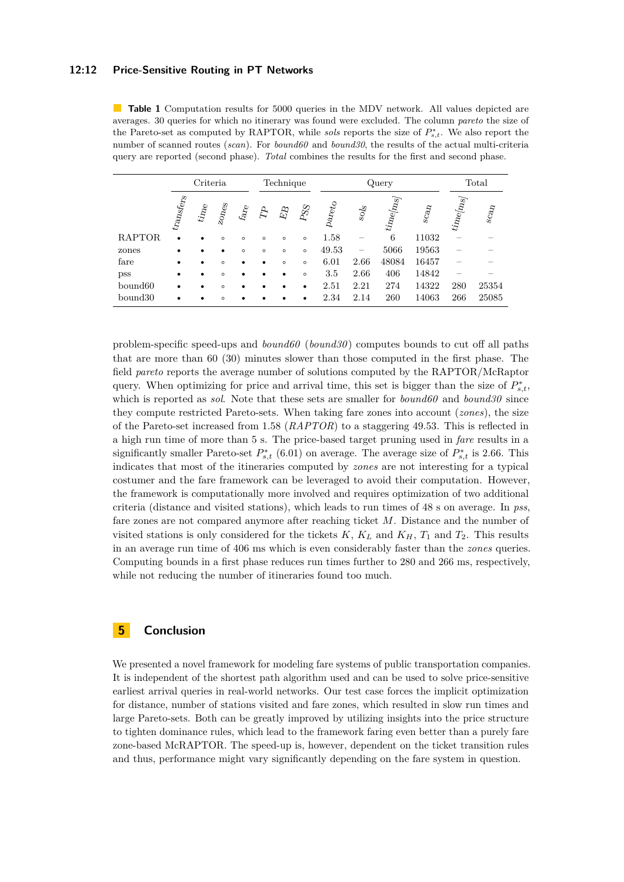**Table 1** Computation results for 5000 queries in the MDV network. All values depicted are averages. 30 queries for which no itinerary was found were excluded. The column *pareto* the size of the Pareto-set as computed by RAPTOR, while *sols* reports the size of $P^*_{s,t}$. We also report the number of scanned routes (*scan*). For *bound60* and *bound30*, the results of the actual multi-criteria query are reported (second phase). *Total* combines the results for the first and second phase.

| | Criteria | | | | Technique | | | Query | | | | Total | |
|---|---|---|---|---|---|---|---|---|---|---|---|---|---|
| | *transfers* | *time* | *zones* | *fare* | *TP* | *EB* | *PSS* | *pareto* | *sols* | *time[ms]* | *scan* | *time[ms]* | *scan* |
| RAPTOR | • | • | ◦ | ◦ | ◦ | ◦ | ◦ | 1.58 | – | 6 | 11032 | – | – |
| zones | • | • | • | ◦ | ◦ | ◦ | ◦ | 49.53 | – | 5066 | 19563 | – | – |
| fare | • | • | ◦ | • | • | ◦ | ◦ | 6.01 | 2.66 | 48084 | 16457 | – | – |
| pss | • | • | ◦ | • | • | • | ◦ | 3.5 | 2.66 | 406 | 14842 | – | – |
| bound60 | • | • | ◦ | • | • | • | • | 2.51 | 2.21 | 274 | 14322 | 280 | 25354 |
| bound30 | • | • | ◦ | • | • | • | • | 2.34 | 2.14 | 260 | 14063 | 266 | 25085 |

problem-specific speed-ups and *bound60* (*bound30*) computes bounds to cut off all paths that are more than 60 (30) minutes slower than those computed in the first phase. The field *pareto* reports the average number of solutions computed by the RAPTOR/McRaptor query. When optimizing for price and arrival time, this set is bigger than the size of $P^*_{s,t}$, which is reported as *sol*. Note that these sets are smaller for *bound60* and *bound30* since they compute restricted Pareto-sets. When taking fare zones into account (*zones*), the size of the Pareto-set increased from 1.58 (*RAPTOR*) to a staggering 49.53. This is reflected in a high run time of more than 5 s. The price-based target pruning used in *fare* results in a significantly smaller Pareto-set $P^*_{s,t}$ (6.01) on average. The average size of $P^*_{s,t}$ is 2.66. This indicates that most of the itineraries computed by *zones* are not interesting for a typical costumer and the fare framework can be leveraged to avoid their computation. However, the framework is computationally more involved and requires optimization of two additional criteria (distance and visited stations), which leads to run times of 48 s on average. In *pss*, fare zones are not compared anymore after reaching ticket $M$. Distance and the number of visited stations is only considered for the tickets $K$, $K_L$ and $K_H$, $T_1$ and $T_2$. This results in an average run time of 406 ms which is even considerably faster than the *zones* queries. Computing bounds in a first phase reduces run times further to 280 and 266 ms, respectively, while not reducing the number of itineraries found too much.

## 5 Conclusion

We presented a novel framework for modeling fare systems of public transportation companies. It is independent of the shortest path algorithm used and can be used to solve price-sensitive earliest arrival queries in real-world networks. Our test case forces the implicit optimization for distance, number of stations visited and fare zones, which resulted in slow run times and large Pareto-sets. Both can be greatly improved by utilizing insights into the price structure to tighten dominance rules, which lead to the framework faring even better than a purely fare zone-based McRAPTOR. The speed-up is, however, dependent on the ticket transition rules and thus, performance might vary significantly depending on the fare system in question.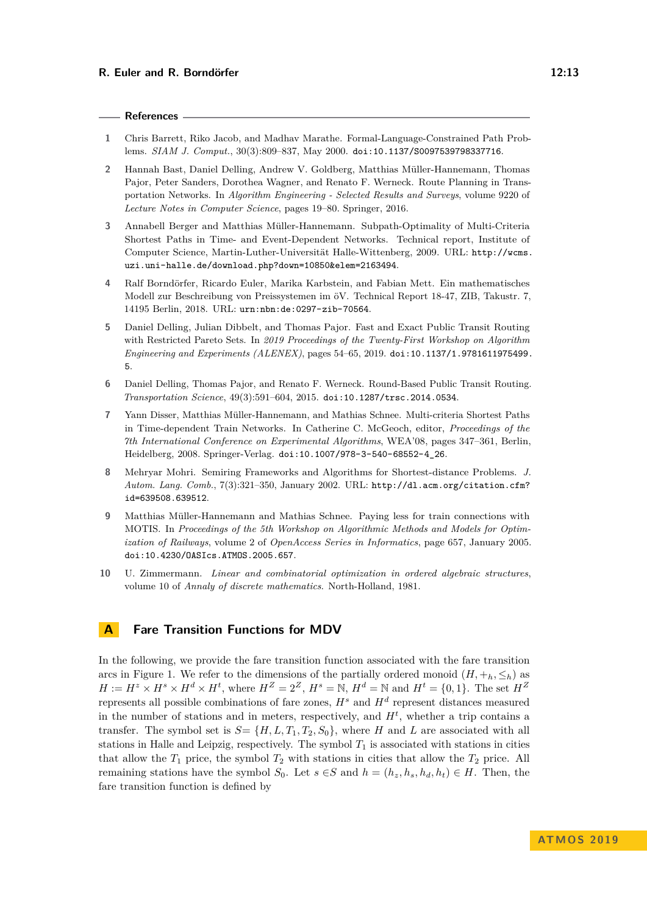## References

1. Chris Barrett, Riko Jacob, and Madhav Marathe. Formal-Language-Constrained Path Problems. *SIAM J. Comput.*, 30(3):809–837, May 2000. doi:10.1137/S0097539798337716.
2. Hannah Bast, Daniel Delling, Andrew V. Goldberg, Matthias Müller-Hannemann, Thomas Pajor, Peter Sanders, Dorothea Wagner, and Renato F. Werneck. Route Planning in Transportation Networks. In *Algorithm Engineering - Selected Results and Surveys*, volume 9220 of *Lecture Notes in Computer Science*, pages 19–80. Springer, 2016.
3. Annabell Berger and Matthias Müller-Hannemann. Subpath-Optimality of Multi-Criteria Shortest Paths in Time- and Event-Dependent Networks. Technical report, Institute of Computer Science, Martin-Luther-Universität Halle-Wittenberg, 2009. URL: http://wcms.uzi.uni-halle.de/download.php?down=10850&elem=2163494.
4. Ralf Borndörfer, Ricardo Euler, Marika Karbstein, and Fabian Mett. Ein mathematisches Modell zur Beschreibung von Preissystemen im öV. Technical Report 18-47, ZIB, Takustr. 7, 14195 Berlin, 2018. URL: urn:nbn:de:0297-zib-70564.
5. Daniel Delling, Julian Dibbelt, and Thomas Pajor. Fast and Exact Public Transit Routing with Restricted Pareto Sets. In *2019 Proceedings of the Twenty-First Workshop on Algorithm Engineering and Experiments (ALENEX)*, pages 54–65, 2019. doi:10.1137/1.9781611975499.5.
6. Daniel Delling, Thomas Pajor, and Renato F. Werneck. Round-Based Public Transit Routing. *Transportation Science*, 49(3):591–604, 2015. doi:10.1287/trsc.2014.0534.
7. Yann Disser, Matthias Müller-Hannemann, and Mathias Schnee. Multi-criteria Shortest Paths in Time-dependent Train Networks. In Catherine C. McGeoch, editor, *Proceedings of the 7th International Conference on Experimental Algorithms*, WEA'08, pages 347–361, Berlin, Heidelberg, 2008. Springer-Verlag. doi:10.1007/978-3-540-68552-4_26.
8. Mehryar Mohri. Semiring Frameworks and Algorithms for Shortest-distance Problems. *J. Autom. Lang. Comb.*, 7(3):321–350, January 2002. URL: http://dl.acm.org/citation.cfm?id=639508.639512.
9. Matthias Müller-Hannemann and Mathias Schnee. Paying less for train connections with MOTIS. In *Proceedings of the 5th Workshop on Algorithmic Methods and Models for Optimization of Railways*, volume 2 of *OpenAccess Series in Informatics*, page 657, January 2005. doi:10.4230/OASIcs.ATMOS.2005.657.
10. U. Zimmermann. *Linear and combinatorial optimization in ordered algebraic structures*, volume 10 of *Annaly of discrete mathematics*. North-Holland, 1981.

# A Fare Transition Functions for MDV

In the following, we provide the fare transition function associated with the fare transition arcs in Figure 1. We refer to the dimensions of the partially ordered monoid $(H, +_h, \leq_h)$ as $H := H^z \times H^s \times H^d \times H^t$, where $H^Z = 2^Z$, $H^s = \mathbb{N}$, $H^d = \mathbb{N}$ and $H^t = \{0, 1\}$. The set $H^Z$ represents all possible combinations of fare zones, $H^s$ and $H^d$ represent distances measured in the number of stations and in meters, respectively, and $H^t$, whether a trip contains a transfer. The symbol set is $S = \{H, L, T_1, T_2, S_0\}$, where $H$ and $L$ are associated with all stations in Halle and Leipzig, respectively. The symbol $T_1$ is associated with stations in cities that allow the $T_1$ price, the symbol $T_2$ with stations in cities that allow the $T_2$ price. All remaining stations have the symbol $S_0$. Let $s \in S$ and $h = (h_z, h_s, h_d, h_t) \in H$. Then, the fare transition function is defined by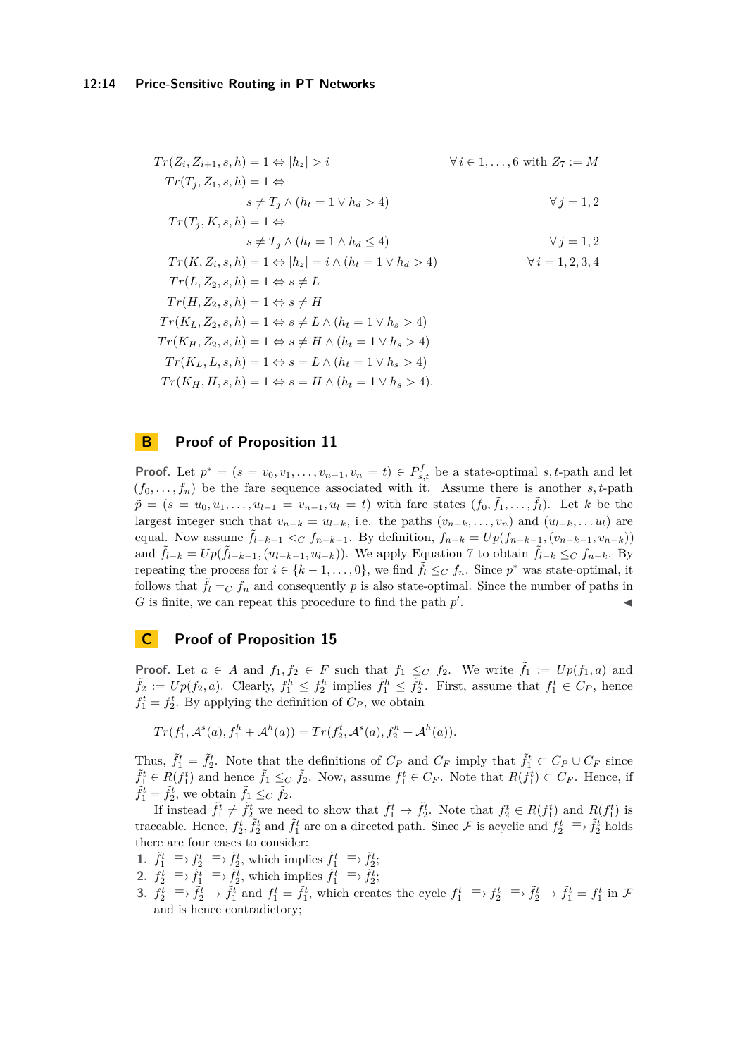$$
\begin{aligned}
&Tr(Z_i, Z_{i+1}, s, h) = 1 \Leftrightarrow |h_z| > i && \forall\, i \in 1, \ldots, 6 \text{ with } Z_7 := M\\
&Tr(T_j, Z_1, s, h) = 1 \Leftrightarrow && \\
&\qquad s \neq T_j \wedge (h_t = 1 \vee h_d > 4) && \forall\, j = 1, 2\\
&Tr(T_j, K, s, h) = 1 \Leftrightarrow && \\
&\qquad s \neq T_j \wedge (h_t = 1 \wedge h_d \leq 4) && \forall\, j = 1, 2\\
&Tr(K, Z_i, s, h) = 1 \Leftrightarrow |h_z| = i \wedge (h_t = 1 \vee h_d > 4) && \forall\, i = 1, 2, 3, 4\\
&Tr(L, Z_2, s, h) = 1 \Leftrightarrow s \neq L && \\
&Tr(H, Z_2, s, h) = 1 \Leftrightarrow s \neq H && \\
&Tr(K_L, Z_2, s, h) = 1 \Leftrightarrow s \neq L \wedge (h_t = 1 \vee h_s > 4) && \\
&Tr(K_H, Z_2, s, h) = 1 \Leftrightarrow s \neq H \wedge (h_t = 1 \vee h_s > 4) && \\
&Tr(K_L, L, s, h) = 1 \Leftrightarrow s = L \wedge (h_t = 1 \vee h_s > 4) && \\
&Tr(K_H, H, s, h) = 1 \Leftrightarrow s = H \wedge (h_t = 1 \vee h_s > 4). &&
\end{aligned}
$$

# B Proof of Proposition 11

**Proof.** Let $p^* = (s = v_0, v_1, \ldots, v_{n-1}, v_n = t) \in P^f_{s,t}$ be a state-optimal $s,t$-path and let $(f_0, \ldots, f_n)$ be the fare sequence associated with it. Assume there is another $s,t$-path $\tilde{p} = (s = u_0, u_1, \ldots, u_{l-1} = v_{n-1}, u_l = t)$ with fare states $(f_0, \tilde{f}_1, \ldots, \tilde{f}_l)$. Let $k$ be the largest integer such that $v_{n-k} = u_{l-k}$, i.e. the paths $(v_{n-k}, \ldots, v_n)$ and $(u_{l-k}, \ldots u_l)$ are equal. Now assume $\tilde{f}_{l-k-1} <_C f_{n-k-1}$. By definition, $f_{n-k} = Up(f_{n-k-1}, (v_{n-k-1}, v_{n-k}))$ and $\tilde{f}_{l-k} = Up(\tilde{f}_{l-k-1}, (u_{l-k-1}, u_{l-k}))$. We apply Equation 7 to obtain $\tilde{f}_{l-k} \leq_C f_{n-k}$. By repeating the process for $i \in \{k-1, \ldots, 0\}$, we find $\tilde{f}_l \leq_C f_n$. Since $p^*$ was state-optimal, it follows that $\tilde{f}_l =_C f_n$ and consequently $p$ is also state-optimal. Since the number of paths in $G$ is finite, we can repeat this procedure to find the path $p'$. ◀

# C Proof of Proposition 15

**Proof.** Let $a \in A$ and $f_1, f_2 \in F$ such that $f_1 \leq_C f_2$. We write $\tilde{f}_1 := Up(f_1, a)$ and $\tilde{f}_2 := Up(f_2, a)$. Clearly, $f^h_1 \leq f^h_2$ implies $\tilde{f}^h_1 \leq \tilde{f}^h_2$. First, assume that $f^t_1 \in C_P$, hence $f^t_1 = f^t_2$. By applying the definition of $C_P$, we obtain

$$Tr(f^t_1, \mathcal{A}^s(a), f^h_1 + \mathcal{A}^h(a)) = Tr(f^t_2, \mathcal{A}^s(a), f^h_2 + \mathcal{A}^h(a)).$$

Thus, $\tilde{f}^t_1 = \tilde{f}^t_2$. Note that the definitions of $C_P$ and $C_F$ imply that $\tilde{f}^t_1 \subset C_P \cup C_F$ since $\tilde{f}^t_1 \in R(f^t_1)$ and hence $\tilde{f}_1 \leq_C \tilde{f}_2$. Now, assume $f^t_1 \in C_F$. Note that $R(f^t_1) \subset C_F$. Hence, if $\tilde{f}^t_1 = \tilde{f}^t_2$, we obtain $\tilde{f}_1 \leq_C \tilde{f}_2$.

If instead $\tilde{f}^t_1 \neq \tilde{f}^t_2$ we need to show that $\tilde{f}^t_1 \to \tilde{f}^t_2$. Note that $f^t_2 \in R(f^t_1)$ and $R(f^t_1)$ is traceable. Hence, $f^t_2, \tilde{f}^t_2$ and $\tilde{f}^t_1$ are on a directed path. Since $\mathcal{F}$ is acyclic and $f^t_2 \overset{=}{\Longrightarrow} \tilde{f}^t_2$ holds there are four cases to consider:

1. $\tilde{f}^t_1 \overset{=}{\Longrightarrow} f^t_2 \overset{=}{\Longrightarrow} \tilde{f}^t_2$, which implies $\tilde{f}^t_1 \overset{=}{\Longrightarrow} \tilde{f}^t_2$;
2. $f^t_2 \overset{=}{\Longrightarrow} \tilde{f}^t_1 \overset{=}{\Longrightarrow} \tilde{f}^t_2$, which implies $\tilde{f}^t_1 \overset{=}{\Longrightarrow} \tilde{f}^t_2$;
3. $f^t_2 \overset{=}{\Longrightarrow} \tilde{f}^t_2 \to \tilde{f}^t_1$ and $f^t_1 = \tilde{f}^t_1$, which creates the cycle $f^t_1 \overset{=}{\Longrightarrow} f^t_2 \overset{=}{\Longrightarrow} \tilde{f}^t_2 \to \tilde{f}^t_1 = f^t_1$ in $\mathcal{F}$ and is hence contradictory;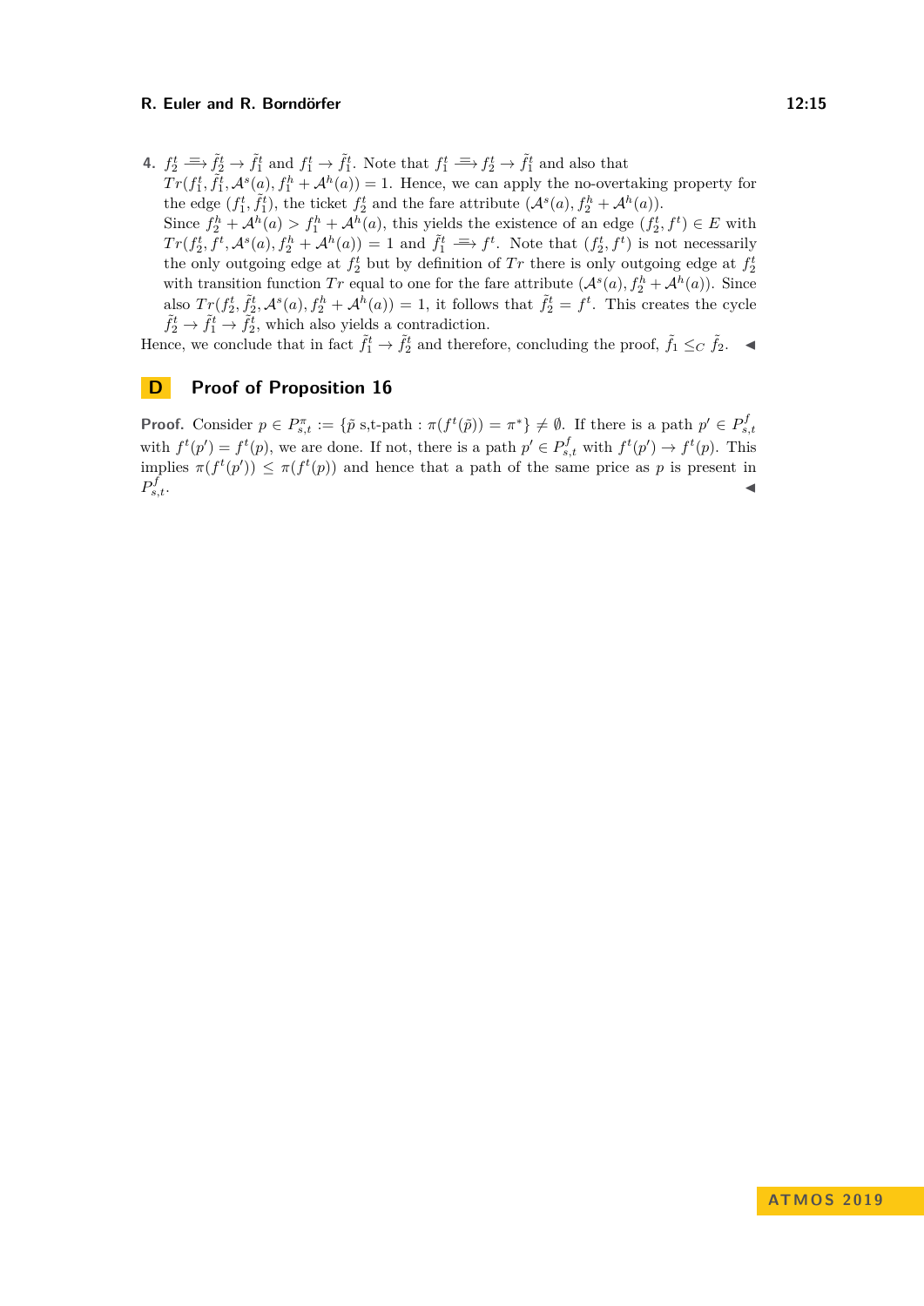4. $f_2^t \overset{=}{\Longrightarrow} \tilde{f}_2^t \to \tilde{f}_1^t$ and $f_1^t \to \tilde{f}_1^t$. Note that $f_1^t \overset{=}{\Longrightarrow} f_2^t \to \tilde{f}_1^t$ and also that $Tr(f_1^t, \tilde{f}_1^t, \mathcal{A}^s(a), f_1^h + \mathcal{A}^h(a)) = 1$. Hence, we can apply the no-overtaking property for the edge $(f_1^t, \tilde{f}_1^t)$, the ticket $f_2^t$ and the fare attribute $(\mathcal{A}^s(a), f_2^h + \mathcal{A}^h(a))$.
   Since $f_2^h + \mathcal{A}^h(a) > f_1^h + \mathcal{A}^h(a)$, this yields the existence of an edge $(f_2^t, f^t) \in E$ with $Tr(f_2^t, f^t, \mathcal{A}^s(a), f_2^h + \mathcal{A}^h(a)) = 1$ and $\tilde{f}_1^t \overset{=}{\Longrightarrow} f^t$. Note that $(f_2^t, f^t)$ is not necessarily the only outgoing edge at $f_2^t$ but by definition of $Tr$ there is only outgoing edge at $f_2^t$ with transition function $Tr$ equal to one for the fare attribute $(\mathcal{A}^s(a), f_2^h + \mathcal{A}^h(a))$. Since also $Tr(f_2^t, \tilde{f}_2^t, \mathcal{A}^s(a), f_2^h + \mathcal{A}^h(a)) = 1$, it follows that $\tilde{f}_2^t = f^t$. This creates the cycle $\tilde{f}_2^t \to \tilde{f}_1^t \to \tilde{f}_2^t$, which also yields a contradiction.

Hence, we conclude that in fact $\tilde{f}_1^t \to \tilde{f}_2^t$ and therefore, concluding the proof, $\tilde{f}_1 \leq_C \tilde{f}_2$. ◂

## D Proof of Proposition 16

**Proof.** Consider $p \in P_{s,t}^{\pi} := \{\tilde{p} \text{ s,t-path} : \pi(f^t(\tilde{p})) = \pi^*\} \neq \emptyset$. If there is a path $p' \in P_{s,t}^{f}$ with $f^t(p') = f^t(p)$, we are done. If not, there is a path $p' \in P_{s,t}^{f}$ with $f^t(p') \to f^t(p)$. This implies $\pi(f^t(p')) \leq \pi(f^t(p))$ and hence that a path of the same price as $p$ is present in $P_{s,t}^{f}$. ◂